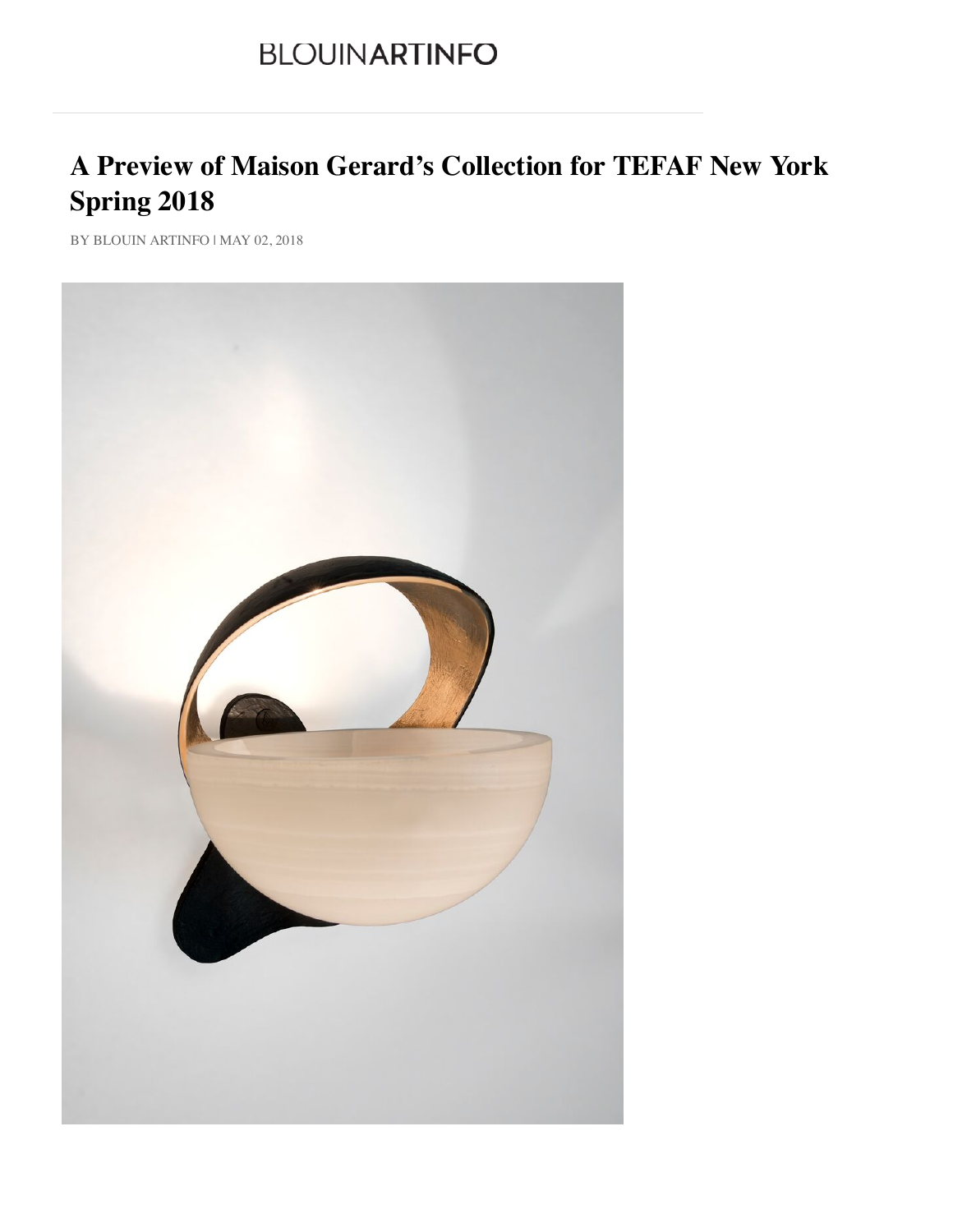BLOUINARTINFO

# A Preview of Maison Gerard's Collection for TEFAF New York Spring 2018

BY BLOUIN ARTINFO | MAY 02, 2018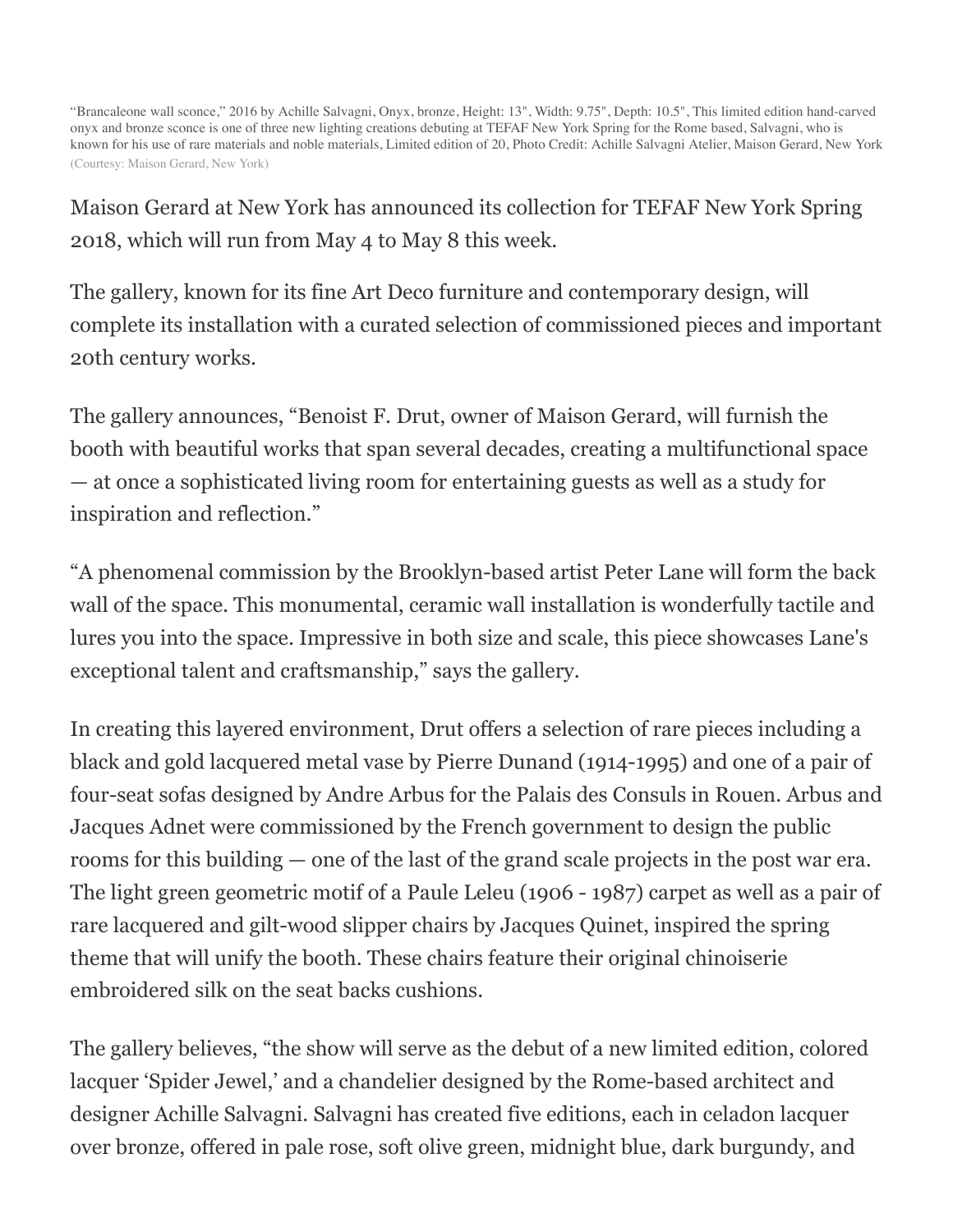"Brancaleone wall sconce," 2016 by Achille Salvagni, Onyx, bronze, Height: 13", Width: 9.75", Depth: 10.5", This limited edition hand-carved onyx and bronze sconce is one of three new lighting creations debuting at TEFAF New York Spring for the Rome based, Salvagni, who is known for his use of rare materials and noble materials, Limited edition of 20, Photo Credit: Achille Salvagni Atelier, Maison Gerard, New York (Courtesy: Maison Gerard, New York)

Maison Gerard at New York has announced its collection for TEFAF New York Spring 2018, which will run from May 4 to May 8 this week.

The gallery, known for its fine Art Deco furniture and contemporary design, will complete its installation with a curated selection of commissioned pieces and important 20th century works.

The gallery announces, "Benoist F. Drut, owner of Maison Gerard, will furnish the booth with beautiful works that span several decades, creating a multifunctional space — at once a sophisticated living room for entertaining guests as well as a study for inspiration and reflection."

"A phenomenal commission by the Brooklyn-based artist Peter Lane will form the back wall of the space. This monumental, ceramic wall installation is wonderfully tactile and lures you into the space. Impressive in both size and scale, this piece showcases Lane's exceptional talent and craftsmanship," says the gallery.

In creating this layered environment, Drut offers a selection of rare pieces including a black and gold lacquered metal vase by Pierre Dunand (1914-1995) and one of a pair of four-seat sofas designed by Andre Arbus for the Palais des Consuls in Rouen. Arbus and Jacques Adnet were commissioned by the French government to design the public rooms for this building — one of the last of the grand scale projects in the post war era. The light green geometric motif of a Paule Leleu (1906 - 1987) carpet as well as a pair of rare lacquered and gilt-wood slipper chairs by Jacques Quinet, inspired the spring theme that will unify the booth. These chairs feature their original chinoiserie embroidered silk on the seat backs cushions.

The gallery believes, "the show will serve as the debut of a new limited edition, colored lacquer 'Spider Jewel,' and a chandelier designed by the Rome-based architect and designer Achille Salvagni. Salvagni has created five editions, each in celadon lacquer over bronze, offered in pale rose, soft olive green, midnight blue, dark burgundy, and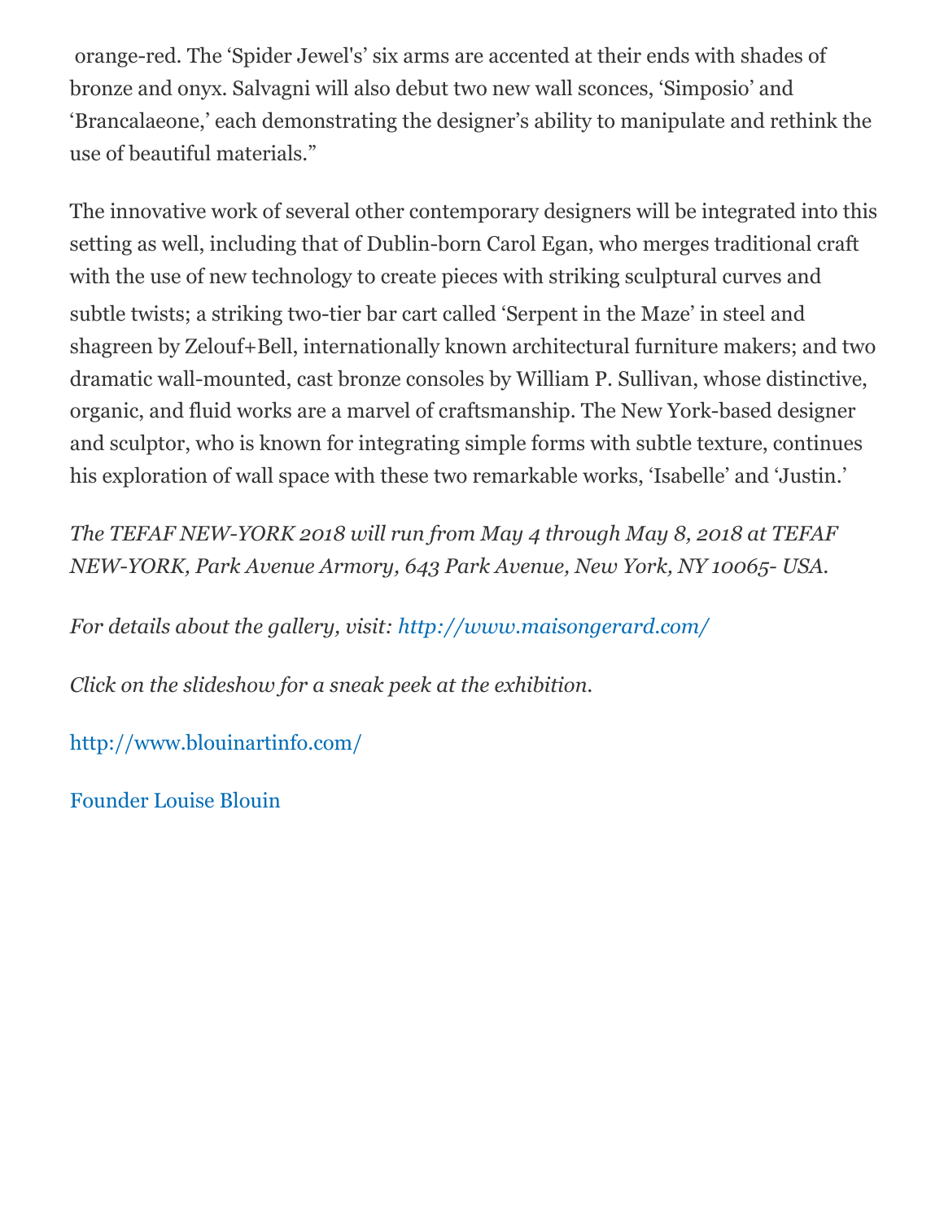orange-red. The ‘Spider Jewel's’ six arms are accented at their ends with shades of bronze and onyx. Salvagni will also debut two new wall sconces, ‘Simposio’ and ‘Brancalaeone,’ each demonstrating the designer’s ability to manipulate and rethink the use of beautiful materials.”

The innovative work of several other contemporary designers will be integrated into this setting as well, including that of Dublin-born Carol Egan, who merges traditional craft with the use of new technology to create pieces with striking sculptural curves and subtle twists; a striking two-tier bar cart called ‘Serpent in the Maze’ in steel and shagreen by Zelouf+Bell, internationally known architectural furniture makers; and two dramatic wall-mounted, cast bronze consoles by William P. Sullivan, whose distinctive, organic, and fluid works are a marvel of craftsmanship. The New York-based designer and sculptor, who is known for integrating simple forms with subtle texture, continues his exploration of wall space with these two remarkable works, ‘Isabelle’ and ‘Justin.’

*The TEFAF NEW-YORK 2018 will run from May 4 through May 8, 2018 at TEFAF NEW-YORK, Park Avenue Armory, 643 Park Avenue, New York, NY 10065- USA.*

*For details about the gallery, visit: [http://www.maisongerard.com/](http://www.maisongerard.com/)*

*Click on the slideshow for a sneak peek at the exhibition.*

[http://www.blouinartinfo.com/](http://www.blouinartinfo.com/)

Founder Louise Blouin